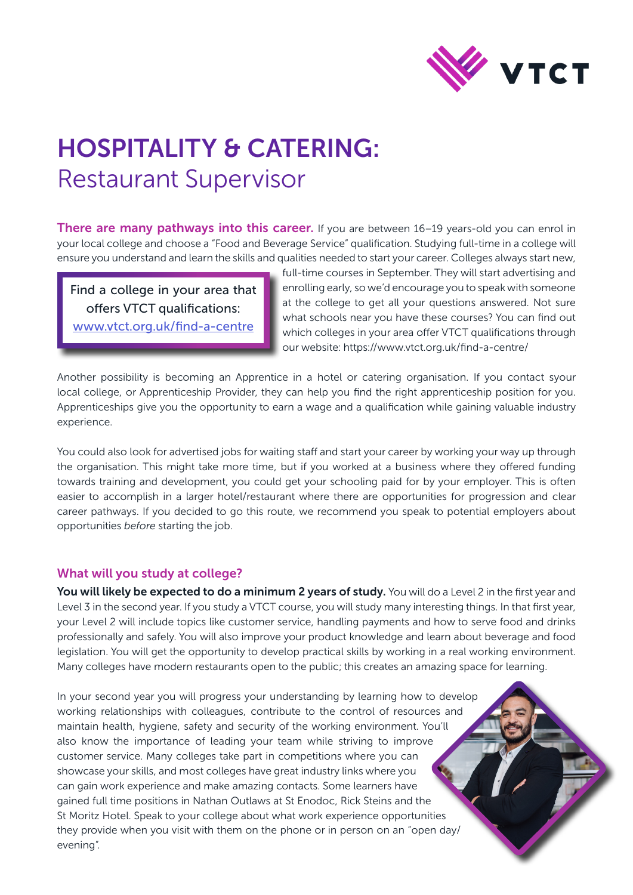# HOSPITALITY & CATERING:
## Restaurant Supervisor

**There are many pathways into this career.** If you are between 16–19 years-old you can enrol in your local college and choose a "Food and Beverage Service" qualification. Studying full-time in a college will ensure you understand and learn the skills and qualities needed to start your career. Colleges always start new, full-time courses in September. They will start advertising and enrolling early, so we'd encourage you to speak with someone at the college to get all your questions answered. Not sure what schools near you have these courses? You can find out which colleges in your area offer VTCT qualifications through our website: https://www.vtct.org.uk/find-a-centre/

> Find a college in your area that offers VTCT qualifications: [www.vtct.org.uk/find-a-centre](https://www.vtct.org.uk/find-a-centre)

Another possibility is becoming an Apprentice in a hotel or catering organisation. If you contact syour local college, or Apprenticeship Provider, they can help you find the right apprenticeship position for you. Apprenticeships give you the opportunity to earn a wage and a qualification while gaining valuable industry experience.

You could also look for advertised jobs for waiting staff and start your career by working your way up through the organisation. This might take more time, but if you worked at a business where they offered funding towards training and development, you could get your schooling paid for by your employer. This is often easier to accomplish in a larger hotel/restaurant where there are opportunities for progression and clear career pathways. If you decided to go this route, we recommend you speak to potential employers about opportunities *before* starting the job.

### What will you study at college?

**You will likely be expected to do a minimum 2 years of study.** You will do a Level 2 in the first year and Level 3 in the second year. If you study a VTCT course, you will study many interesting things. In that first year, your Level 2 will include topics like customer service, handling payments and how to serve food and drinks professionally and safely. You will also improve your product knowledge and learn about beverage and food legislation. You will get the opportunity to develop practical skills by working in a real working environment. Many colleges have modern restaurants open to the public; this creates an amazing space for learning.

In your second year you will progress your understanding by learning how to develop working relationships with colleagues, contribute to the control of resources and maintain health, hygiene, safety and security of the working environment. You'll also know the importance of leading your team while striving to improve customer service. Many colleges take part in competitions where you can showcase your skills, and most colleges have great industry links where you can gain work experience and make amazing contacts. Some learners have gained full time positions in Nathan Outlaws at St Enodoc, Rick Steins and the St Moritz Hotel. Speak to your college about what work experience opportunities they provide when you visit with them on the phone or in person on an "open day/ evening".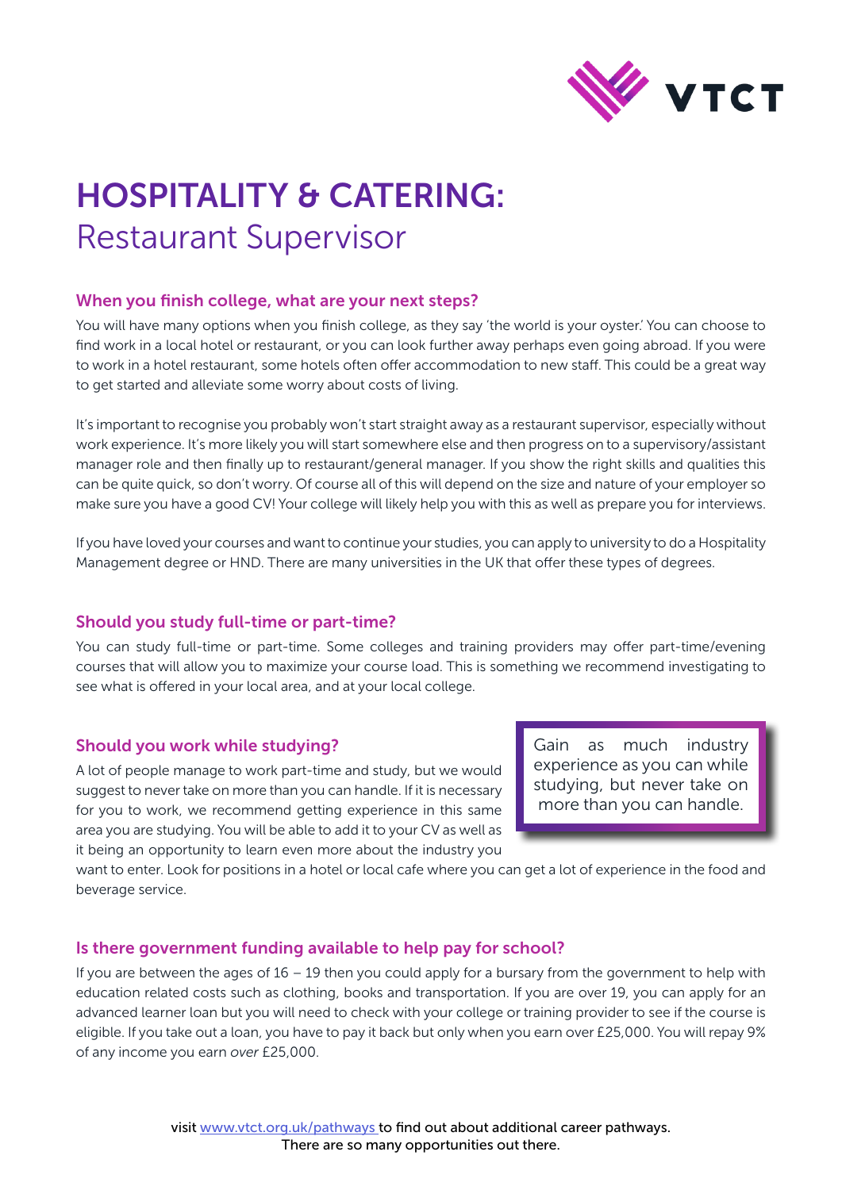# HOSPITALITY & CATERING:

Restaurant Supervisor

## When you finish college, what are your next steps?

You will have many options when you finish college, as they say 'the world is your oyster.' You can choose to find work in a local hotel or restaurant, or you can look further away perhaps even going abroad. If you were to work in a hotel restaurant, some hotels often offer accommodation to new staff. This could be a great way to get started and alleviate some worry about costs of living.

It's important to recognise you probably won't start straight away as a restaurant supervisor, especially without work experience. It's more likely you will start somewhere else and then progress on to a supervisory/assistant manager role and then finally up to restaurant/general manager. If you show the right skills and qualities this can be quite quick, so don't worry. Of course all of this will depend on the size and nature of your employer so make sure you have a good CV! Your college will likely help you with this as well as prepare you for interviews.

If you have loved your courses and want to continue your studies, you can apply to university to do a Hospitality Management degree or HND. There are many universities in the UK that offer these types of degrees.

## Should you study full-time or part-time?

You can study full-time or part-time. Some colleges and training providers may offer part-time/evening courses that will allow you to maximize your course load. This is something we recommend investigating to see what is offered in your local area, and at your local college.

## Should you work while studying?

A lot of people manage to work part-time and study, but we would suggest to never take on more than you can handle. If it is necessary for you to work, we recommend getting experience in this same area you are studying. You will be able to add it to your CV as well as it being an opportunity to learn even more about the industry you want to enter. Look for positions in a hotel or local cafe where you can get a lot of experience in the food and beverage service.

> Gain as much industry experience as you can while studying, but never take on more than you can handle.

## Is there government funding available to help pay for school?

If you are between the ages of 16 – 19 then you could apply for a bursary from the government to help with education related costs such as clothing, books and transportation. If you are over 19, you can apply for an advanced learner loan but you will need to check with your college or training provider to see if the course is eligible. If you take out a loan, you have to pay it back but only when you earn over £25,000. You will repay 9% of any income you earn *over* £25,000.

visit [www.vtct.org.uk/pathways](www.vtct.org.uk/pathways) to find out about additional career pathways. There are so many opportunities out there.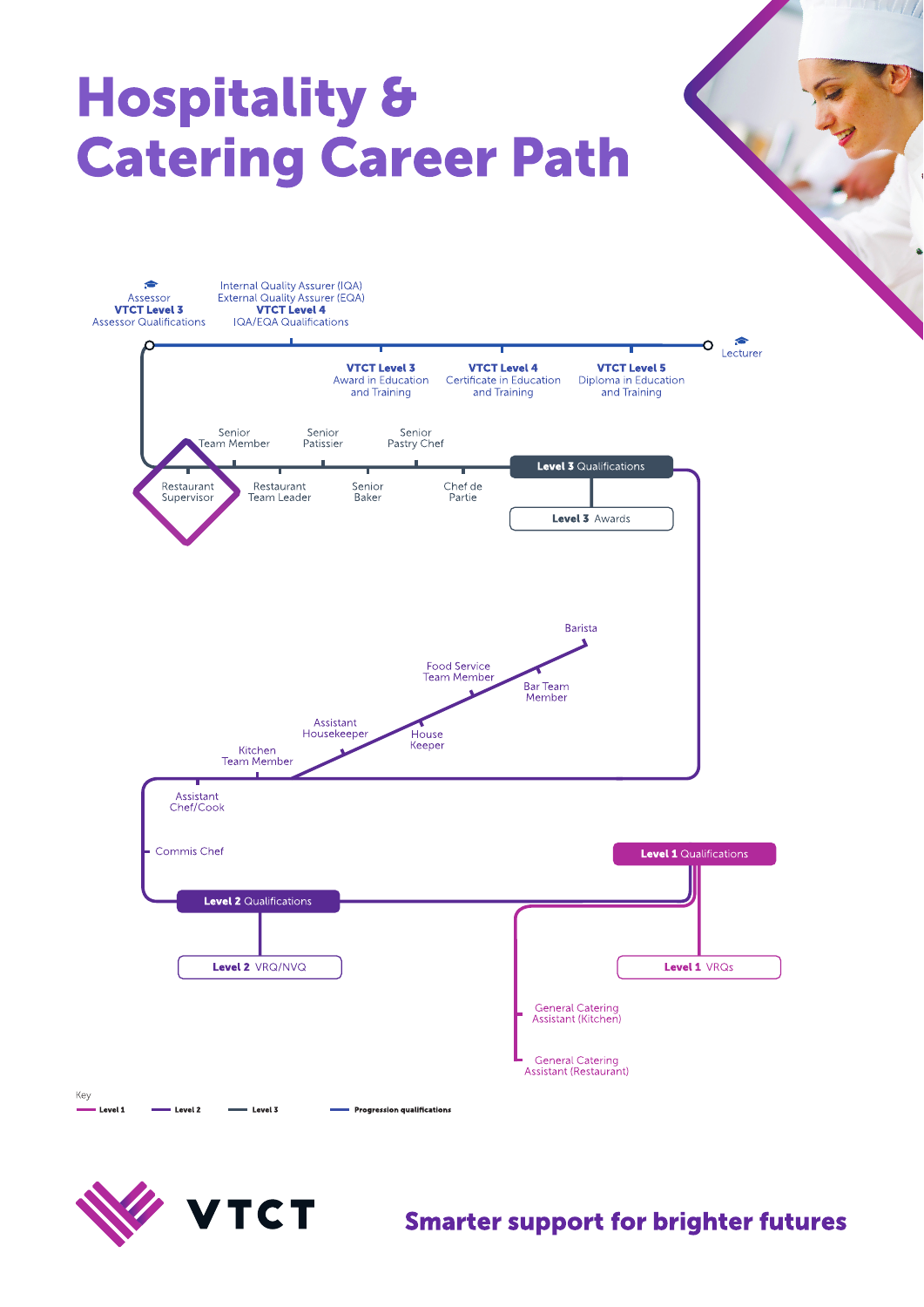# Hospitality & Catering Career Path

Assessor
**VTCT Level 3**
Assessor Qualifications

Internal Quality Assurer (IQA)
External Quality Assurer (EQA)
**VTCT Level 4**
IQA/EQA Qualifications

Lecturer

**VTCT Level 3**
Award in Education and Training

**VTCT Level 4**
Certificate in Education and Training

**VTCT Level 5**
Diploma in Education and Training

Senior Team Member

Senior Patissier

Senior Pastry Chef

**Level 3** Qualifications

Restaurant Supervisor

Restaurant Team Leader

Senior Baker

Chef de Partie

**Level 3** Awards

Barista

Food Service Team Member

Bar Team Member

Assistant Housekeeper

House Keeper

Kitchen Team Member

Assistant Chef/Cook

Commis Chef

**Level 1** Qualifications

**Level 2** Qualifications

**Level 2** VRQ/NVQ

**Level 1** VRQs

General Catering Assistant (Kitchen)

General Catering Assistant (Restaurant)

Key

- Level 1
- Level 2
- Level 3
- Progression qualifications

VTCT

**Smarter support for brighter futures**